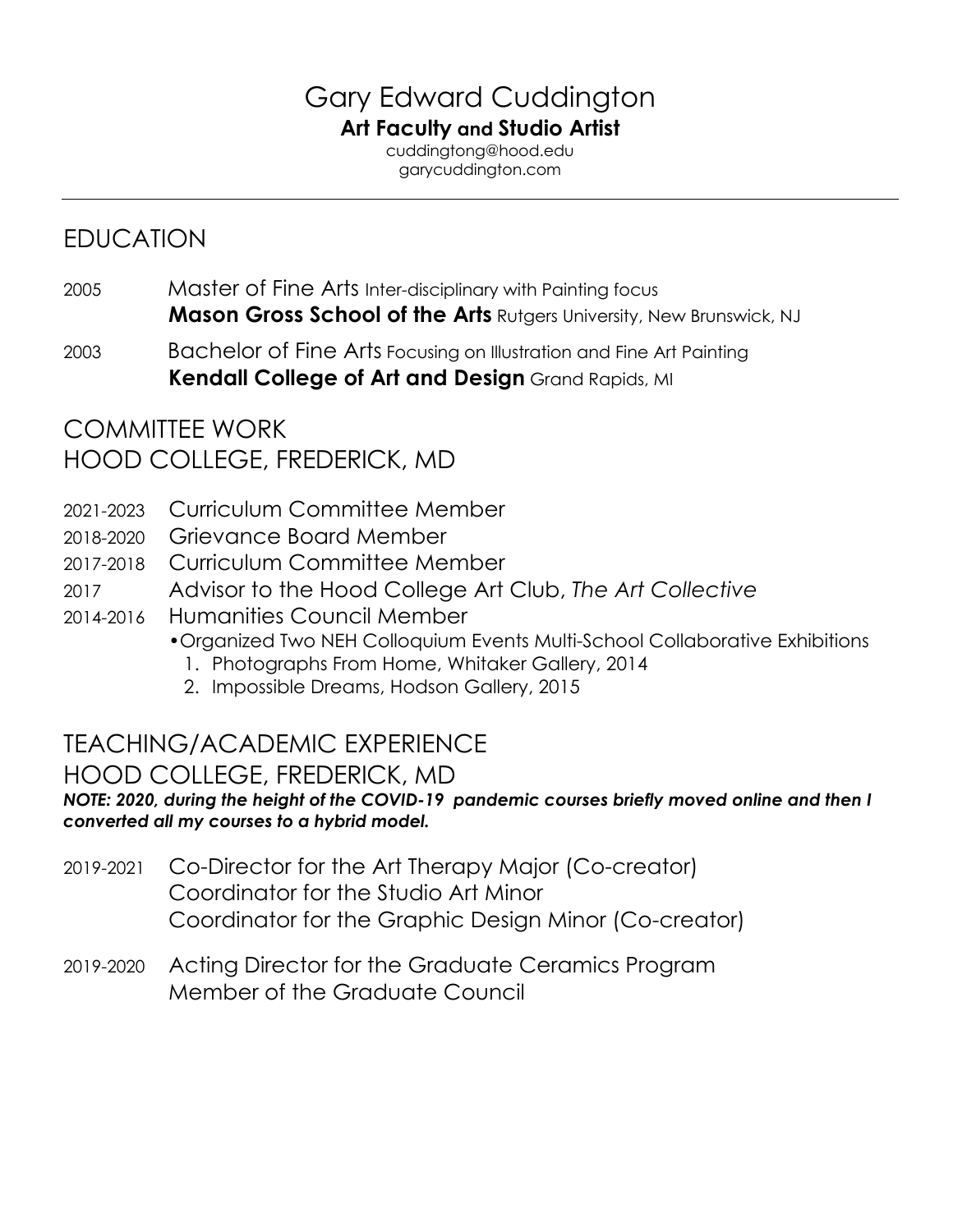# Gary Edward Cuddington

**Art Faculty and Studio Artist**

cuddingtong@hood.edu
garycuddington.com

---

## EDUCATION

2005 Master of Fine Arts Inter-disciplinary with Painting focus
**Mason Gross School of the Arts** Rutgers University, New Brunswick, NJ

2003 Bachelor of Fine Arts Focusing on Illustration and Fine Art Painting
**Kendall College of Art and Design** Grand Rapids, MI

## COMMITTEE WORK
## HOOD COLLEGE, FREDERICK, MD

- 2021-2023 Curriculum Committee Member
- 2018-2020 Grievance Board Member
- 2017-2018 Curriculum Committee Member
- 2017 Advisor to the Hood College Art Club, *The Art Collective*
- 2014-2016 Humanities Council Member
  - Organized Two NEH Colloquium Events Multi-School Collaborative Exhibitions
    1. Photographs From Home, Whitaker Gallery, 2014
    2. Impossible Dreams, Hodson Gallery, 2015

## TEACHING/ACADEMIC EXPERIENCE
## HOOD COLLEGE, FREDERICK, MD

***NOTE: 2020, during the height of the COVID-19 pandemic courses briefly moved online and then I converted all my courses to a hybrid model.***

2019-2021 Co-Director for the Art Therapy Major (Co-creator)
Coordinator for the Studio Art Minor
Coordinator for the Graphic Design Minor (Co-creator)

2019-2020 Acting Director for the Graduate Ceramics Program
Member of the Graduate Council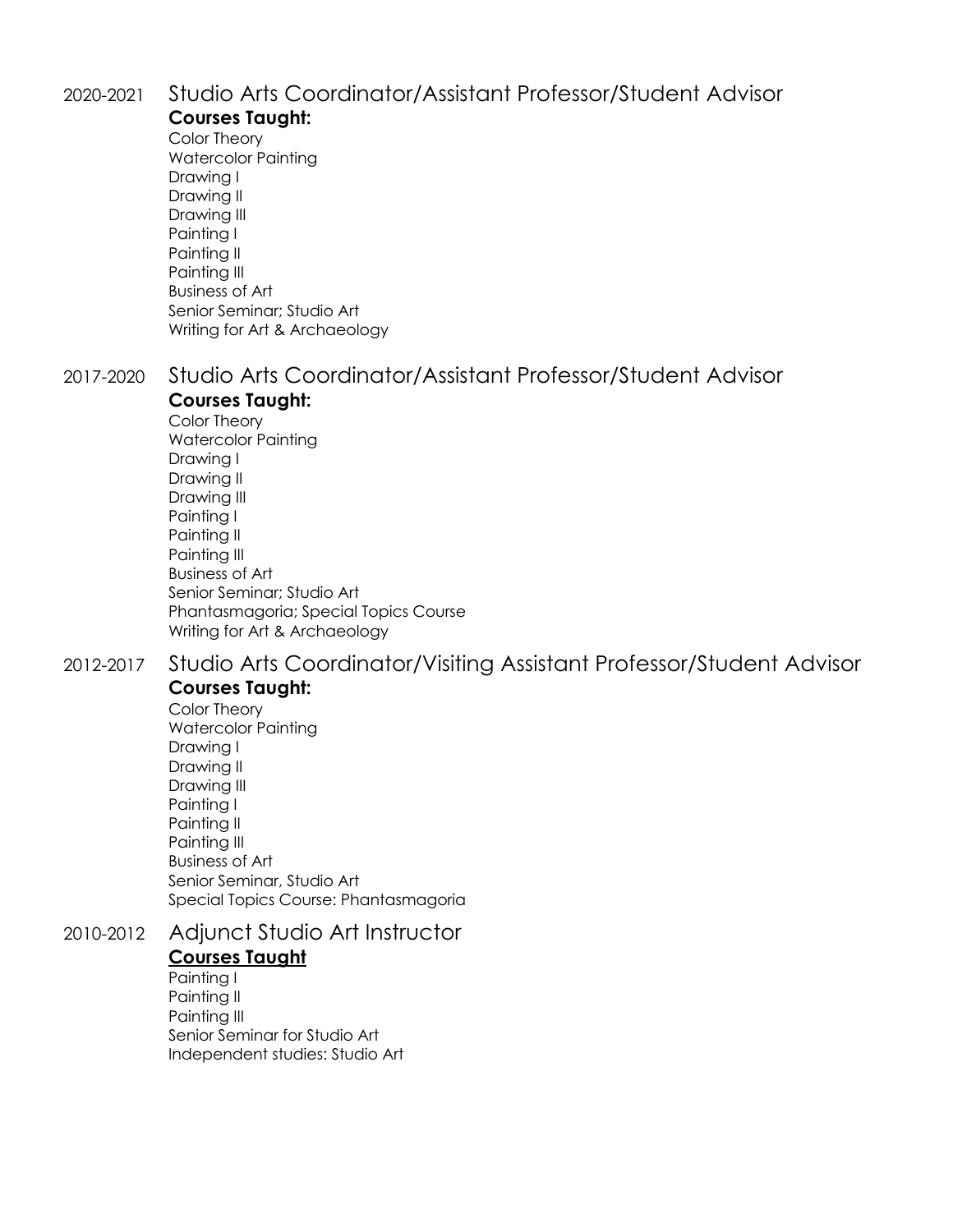## 2020-2021 Studio Arts Coordinator/Assistant Professor/Student Advisor

**Courses Taught:**

Color Theory
Watercolor Painting
Drawing I
Drawing II
Drawing III
Painting I
Painting II
Painting III
Business of Art
Senior Seminar; Studio Art
Writing for Art & Archaeology

## 2017-2020 Studio Arts Coordinator/Assistant Professor/Student Advisor

**Courses Taught:**

Color Theory
Watercolor Painting
Drawing I
Drawing II
Drawing III
Painting I
Painting II
Painting III
Business of Art
Senior Seminar; Studio Art
Phantasmagoria; Special Topics Course
Writing for Art & Archaeology

## 2012-2017 Studio Arts Coordinator/Visiting Assistant Professor/Student Advisor

**Courses Taught:**

Color Theory
Watercolor Painting
Drawing I
Drawing II
Drawing III
Painting I
Painting II
Painting III
Business of Art
Senior Seminar, Studio Art
Special Topics Course: Phantasmagoria

## 2010-2012 Adjunct Studio Art Instructor

**Courses Taught**

Painting I
Painting II
Painting III
Senior Seminar for Studio Art
Independent studies: Studio Art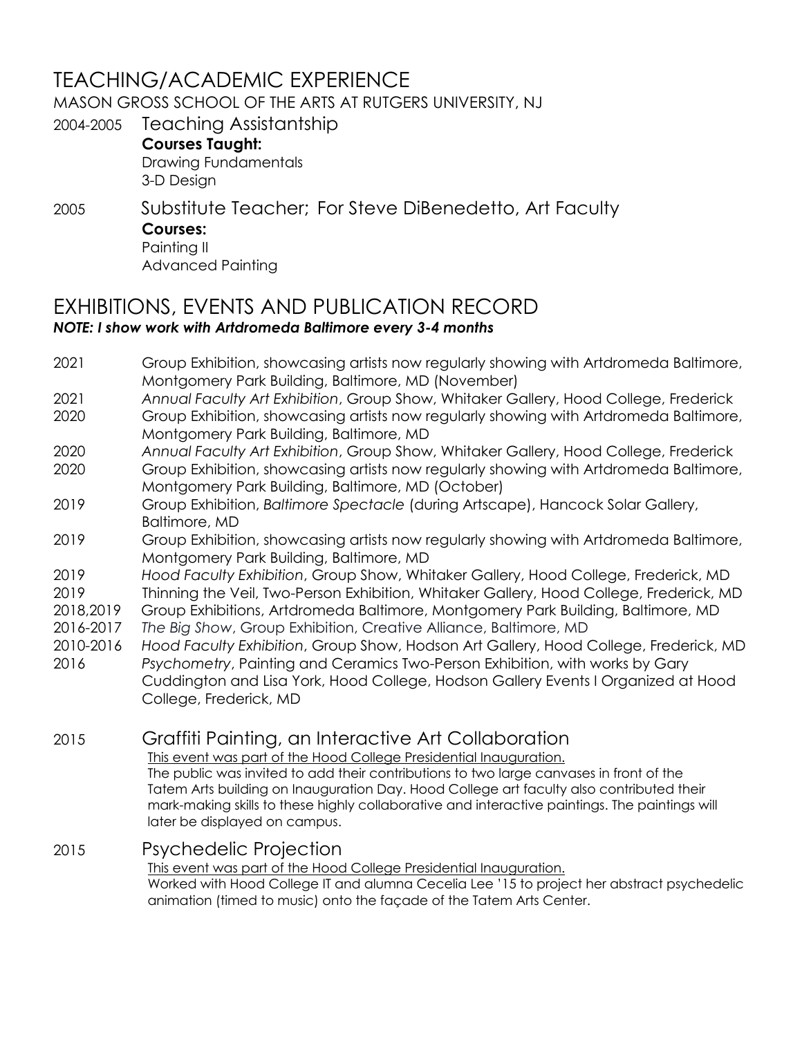# TEACHING/ACADEMIC EXPERIENCE

MASON GROSS SCHOOL OF THE ARTS AT RUTGERS UNIVERSITY, NJ

2004-2005 Teaching Assistantship

**Courses Taught:**

Drawing Fundamentals
3-D Design

2005 Substitute Teacher; For Steve DiBenedetto, Art Faculty

**Courses:**

Painting II
Advanced Painting

# EXHIBITIONS, EVENTS AND PUBLICATION RECORD

***NOTE: I show work with Artdromeda Baltimore every 3-4 months***

- 2021 Group Exhibition, showcasing artists now regularly showing with Artdromeda Baltimore, Montgomery Park Building, Baltimore, MD (November)
- 2021 *Annual Faculty Art Exhibition*, Group Show, Whitaker Gallery, Hood College, Frederick
- 2020 Group Exhibition, showcasing artists now regularly showing with Artdromeda Baltimore, Montgomery Park Building, Baltimore, MD
- 2020 *Annual Faculty Art Exhibition*, Group Show, Whitaker Gallery, Hood College, Frederick
- 2020 Group Exhibition, showcasing artists now regularly showing with Artdromeda Baltimore, Montgomery Park Building, Baltimore, MD (October)
- 2019 Group Exhibition, *Baltimore Spectacle* (during Artscape), Hancock Solar Gallery, Baltimore, MD
- 2019 Group Exhibition, showcasing artists now regularly showing with Artdromeda Baltimore, Montgomery Park Building, Baltimore, MD
- 2019 *Hood Faculty Exhibition*, Group Show, Whitaker Gallery, Hood College, Frederick, MD
- 2019 Thinning the Veil, Two-Person Exhibition, Whitaker Gallery, Hood College, Frederick, MD
- 2018,2019 Group Exhibitions, Artdromeda Baltimore, Montgomery Park Building, Baltimore, MD
- 2016-2017 *The Big Show*, Group Exhibition, Creative Alliance, Baltimore, MD
- 2010-2016 *Hood Faculty Exhibition*, Group Show, Hodson Art Gallery, Hood College, Frederick, MD
- 2016 *Psychometry*, Painting and Ceramics Two-Person Exhibition, with works by Gary Cuddington and Lisa York, Hood College, Hodson Gallery Events I Organized at Hood College, Frederick, MD

2015 Graffiti Painting, an Interactive Art Collaboration

<u>This event was part of the Hood College Presidential Inauguration.</u>
The public was invited to add their contributions to two large canvases in front of the Tatem Arts building on Inauguration Day. Hood College art faculty also contributed their mark-making skills to these highly collaborative and interactive paintings. The paintings will later be displayed on campus.

2015 Psychedelic Projection

<u>This event was part of the Hood College Presidential Inauguration.</u>
Worked with Hood College IT and alumna Cecelia Lee '15 to project her abstract psychedelic animation (timed to music) onto the façade of the Tatem Arts Center.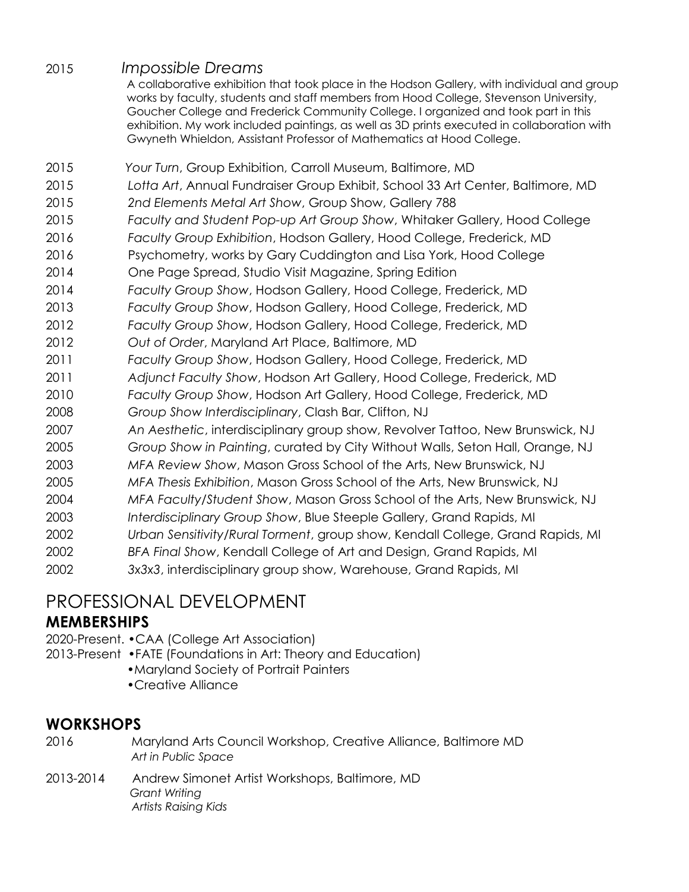2015 *Impossible Dreams*
A collaborative exhibition that took place in the Hodson Gallery, with individual and group works by faculty, students and staff members from Hood College, Stevenson University, Goucher College and Frederick Community College. I organized and took part in this exhibition. My work included paintings, as well as 3D prints executed in collaboration with Gwyneth Whieldon, Assistant Professor of Mathematics at Hood College.

2015 *Your Turn*, Group Exhibition, Carroll Museum, Baltimore, MD
2015 *Lotta Art*, Annual Fundraiser Group Exhibit, School 33 Art Center, Baltimore, MD
2015 *2nd Elements Metal Art Show*, Group Show, Gallery 788
2015 *Faculty and Student Pop-up Art Group Show*, Whitaker Gallery, Hood College
2016 *Faculty Group Exhibition*, Hodson Gallery, Hood College, Frederick, MD
2016 Psychometry, works by Gary Cuddington and Lisa York, Hood College
2014 One Page Spread, Studio Visit Magazine, Spring Edition
2014 *Faculty Group Show*, Hodson Gallery, Hood College, Frederick, MD
2013 *Faculty Group Show*, Hodson Gallery, Hood College, Frederick, MD
2012 *Faculty Group Show*, Hodson Gallery, Hood College, Frederick, MD
2012 *Out of Order*, Maryland Art Place, Baltimore, MD
2011 *Faculty Group Show*, Hodson Gallery, Hood College, Frederick, MD
2011 *Adjunct Faculty Show*, Hodson Art Gallery, Hood College, Frederick, MD
2010 *Faculty Group Show*, Hodson Art Gallery, Hood College, Frederick, MD
2008 *Group Show Interdisciplinary*, Clash Bar, Clifton, NJ
2007 *An Aesthetic*, interdisciplinary group show, Revolver Tattoo, New Brunswick, NJ
2005 *Group Show in Painting*, curated by City Without Walls, Seton Hall, Orange, NJ
2003 *MFA Review Show*, Mason Gross School of the Arts, New Brunswick, NJ
2005 *MFA Thesis Exhibition*, Mason Gross School of the Arts, New Brunswick, NJ
2004 *MFA Faculty/Student Show*, Mason Gross School of the Arts, New Brunswick, NJ
2003 *Interdisciplinary Group Show*, Blue Steeple Gallery, Grand Rapids, MI
2002 *Urban Sensitivity/Rural Torment*, group show, Kendall College, Grand Rapids, MI
2002 *BFA Final Show*, Kendall College of Art and Design, Grand Rapids, MI
2002 *3x3x3*, interdisciplinary group show, Warehouse, Grand Rapids, MI

# PROFESSIONAL DEVELOPMENT

## MEMBERSHIPS

2020-Present. • CAA (College Art Association)
2013-Present • FATE (Foundations in Art: Theory and Education)
• Maryland Society of Portrait Painters
• Creative Alliance

## WORKSHOPS

2016 Maryland Arts Council Workshop, Creative Alliance, Baltimore MD
*Art in Public Space*

2013-2014 Andrew Simonet Artist Workshops, Baltimore, MD
*Grant Writing*
*Artists Raising Kids*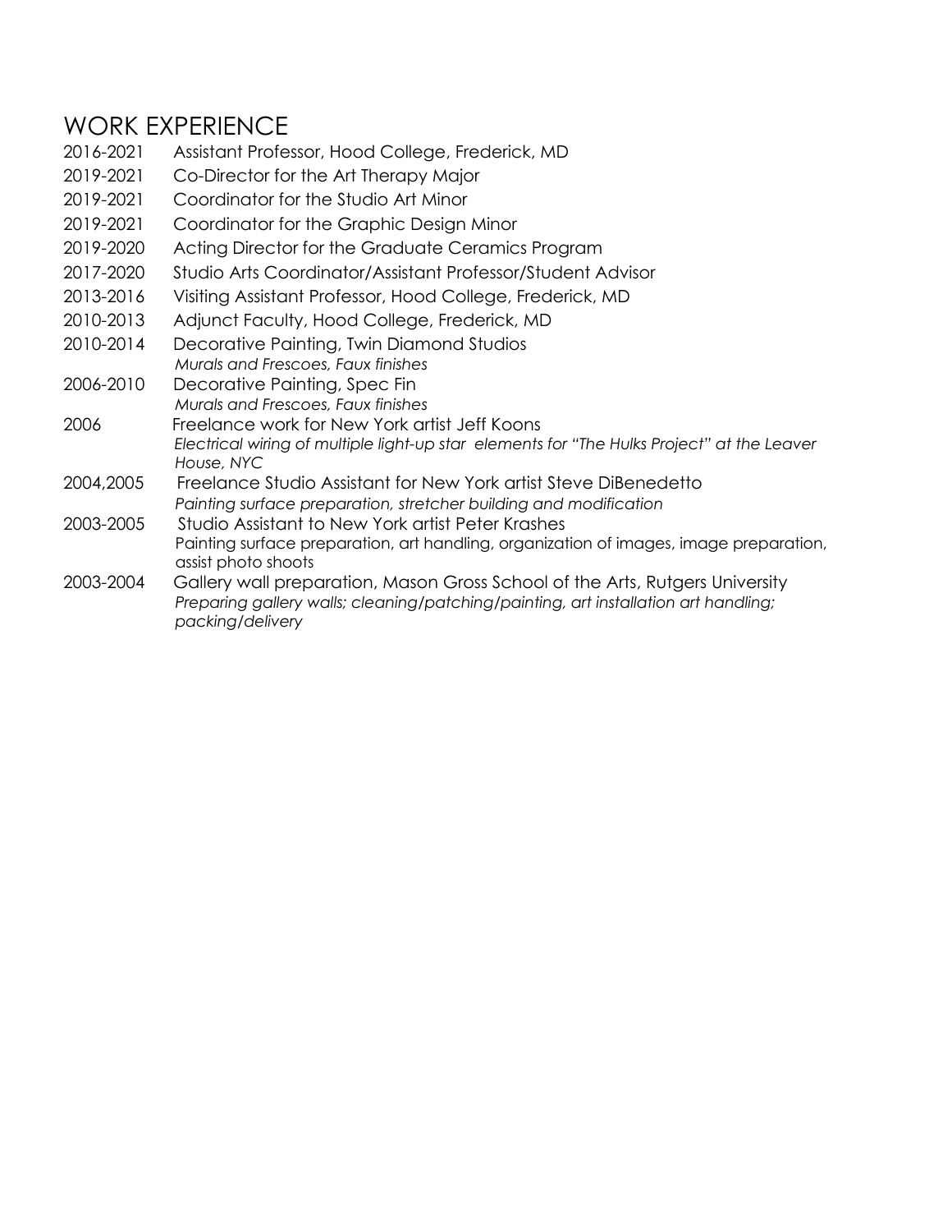## WORK EXPERIENCE

2016-2021 Assistant Professor, Hood College, Frederick, MD

2019-2021 Co-Director for the Art Therapy Major

2019-2021 Coordinator for the Studio Art Minor

2019-2021 Coordinator for the Graphic Design Minor

2019-2020 Acting Director for the Graduate Ceramics Program

2017-2020 Studio Arts Coordinator/Assistant Professor/Student Advisor

2013-2016 Visiting Assistant Professor, Hood College, Frederick, MD

2010-2013 Adjunct Faculty, Hood College, Frederick, MD

2010-2014 Decorative Painting, Twin Diamond Studios
*Murals and Frescoes, Faux finishes*

2006-2010 Decorative Painting, Spec Fin
*Murals and Frescoes, Faux finishes*

2006 Freelance work for New York artist Jeff Koons
*Electrical wiring of multiple light-up star elements for "The Hulks Project" at the Leaver House, NYC*

2004,2005 Freelance Studio Assistant for New York artist Steve DiBenedetto
*Painting surface preparation, stretcher building and modification*

2003-2005 Studio Assistant to New York artist Peter Krashes
Painting surface preparation, art handling, organization of images, image preparation, assist photo shoots

2003-2004 Gallery wall preparation, Mason Gross School of the Arts, Rutgers University
*Preparing gallery walls; cleaning/patching/painting, art installation art handling; packing/delivery*